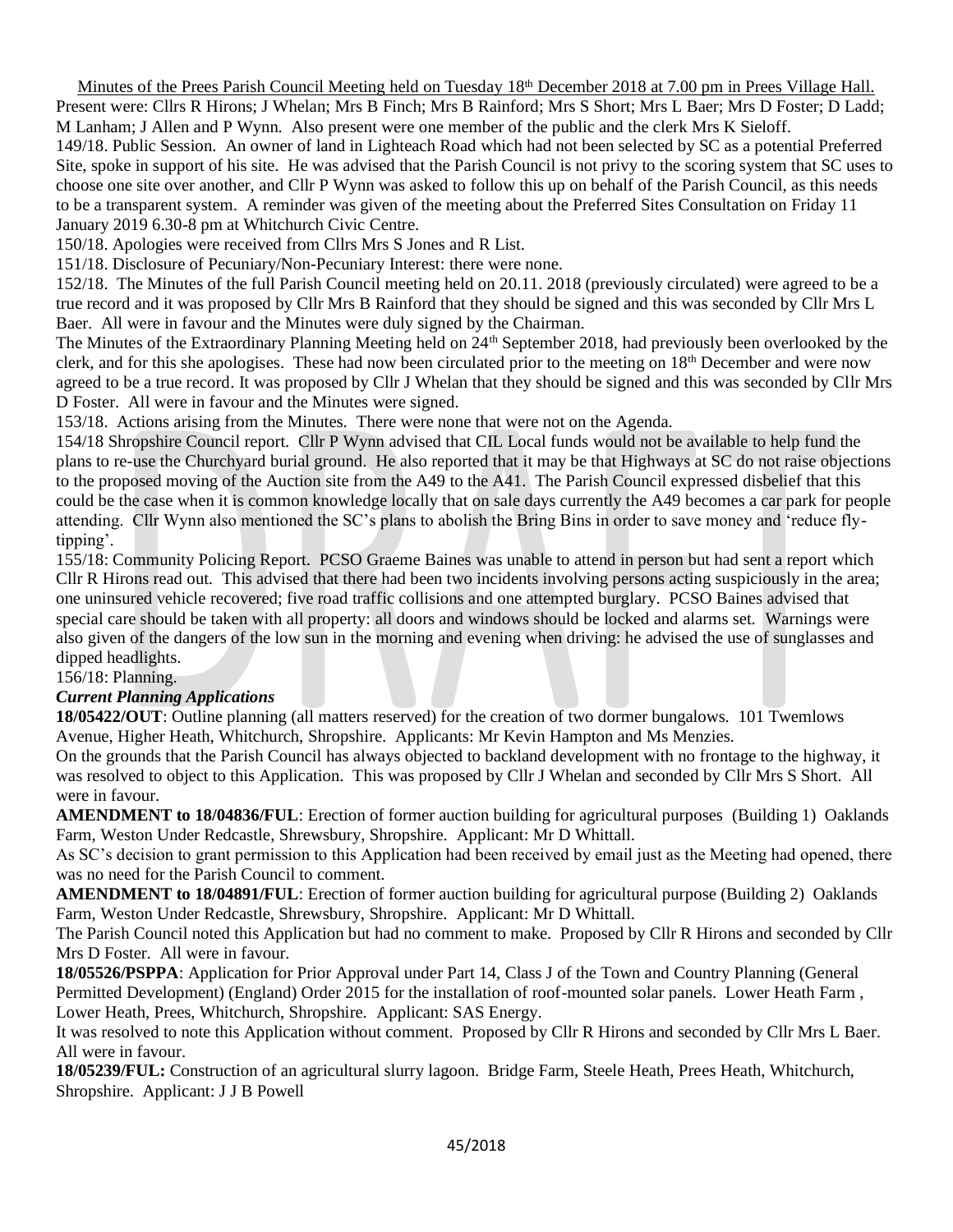Minutes of the Prees Parish Council Meeting held on Tuesday 18th December 2018 at 7.00 pm in Prees Village Hall.

Present were: Cllrs R Hirons; J Whelan; Mrs B Finch; Mrs B Rainford; Mrs S Short; Mrs L Baer; Mrs D Foster; D Ladd; M Lanham; J Allen and P Wynn. Also present were one member of the public and the clerk Mrs K Sieloff.

149/18. Public Session. An owner of land in Lighteach Road which had not been selected by SC as a potential Preferred Site, spoke in support of his site. He was advised that the Parish Council is not privy to the scoring system that SC uses to choose one site over another, and Cllr P Wynn was asked to follow this up on behalf of the Parish Council, as this needs to be a transparent system. A reminder was given of the meeting about the Preferred Sites Consultation on Friday 11 January 2019 6.30-8 pm at Whitchurch Civic Centre.

150/18. Apologies were received from Cllrs Mrs S Jones and R List.

151/18. Disclosure of Pecuniary/Non-Pecuniary Interest: there were none.

152/18. The Minutes of the full Parish Council meeting held on 20.11. 2018 (previously circulated) were agreed to be a true record and it was proposed by Cllr Mrs B Rainford that they should be signed and this was seconded by Cllr Mrs L Baer. All were in favour and the Minutes were duly signed by the Chairman.

The Minutes of the Extraordinary Planning Meeting held on 24th September 2018, had previously been overlooked by the clerk, and for this she apologises. These had now been circulated prior to the meeting on 18th December and were now agreed to be a true record. It was proposed by Cllr J Whelan that they should be signed and this was seconded by Cllr Mrs D Foster. All were in favour and the Minutes were signed.

153/18. Actions arising from the Minutes. There were none that were not on the Agenda.

154/18 Shropshire Council report. Cllr P Wynn advised that CIL Local funds would not be available to help fund the plans to re-use the Churchyard burial ground. He also reported that it may be that Highways at SC do not raise objections to the proposed moving of the Auction site from the A49 to the A41. The Parish Council expressed disbelief that this could be the case when it is common knowledge locally that on sale days currently the A49 becomes a car park for people attending. Cllr Wynn also mentioned the SC's plans to abolish the Bring Bins in order to save money and 'reduce fly-tipping'.

155/18: Community Policing Report. PCSO Graeme Baines was unable to attend in person but had sent a report which Cllr R Hirons read out. This advised that there had been two incidents involving persons acting suspiciously in the area; one uninsured vehicle recovered; five road traffic collisions and one attempted burglary. PCSO Baines advised that special care should be taken with all property: all doors and windows should be locked and alarms set. Warnings were also given of the dangers of the low sun in the morning and evening when driving: he advised the use of sunglasses and dipped headlights.

156/18: Planning.

***Current Planning Applications***

**18/05422/OUT**: Outline planning (all matters reserved) for the creation of two dormer bungalows. 101 Twemlows Avenue, Higher Heath, Whitchurch, Shropshire. Applicants: Mr Kevin Hampton and Ms Menzies.

On the grounds that the Parish Council has always objected to backland development with no frontage to the highway, it was resolved to object to this Application. This was proposed by Cllr J Whelan and seconded by Cllr Mrs S Short. All were in favour.

**AMENDMENT to 18/04836/FUL**: Erection of former auction building for agricultural purposes (Building 1) Oaklands Farm, Weston Under Redcastle, Shrewsbury, Shropshire. Applicant: Mr D Whittall.

As SC's decision to grant permission to this Application had been received by email just as the Meeting had opened, there was no need for the Parish Council to comment.

**AMENDMENT to 18/04891/FUL**: Erection of former auction building for agricultural purpose (Building 2) Oaklands Farm, Weston Under Redcastle, Shrewsbury, Shropshire. Applicant: Mr D Whittall.

The Parish Council noted this Application but had no comment to make. Proposed by Cllr R Hirons and seconded by Cllr Mrs D Foster. All were in favour.

**18/05526/PSPPA**: Application for Prior Approval under Part 14, Class J of the Town and Country Planning (General Permitted Development) (England) Order 2015 for the installation of roof-mounted solar panels. Lower Heath Farm , Lower Heath, Prees, Whitchurch, Shropshire. Applicant: SAS Energy.

It was resolved to note this Application without comment. Proposed by Cllr R Hirons and seconded by Cllr Mrs L Baer. All were in favour.

**18/05239/FUL:** Construction of an agricultural slurry lagoon. Bridge Farm, Steele Heath, Prees Heath, Whitchurch, Shropshire. Applicant: J J B Powell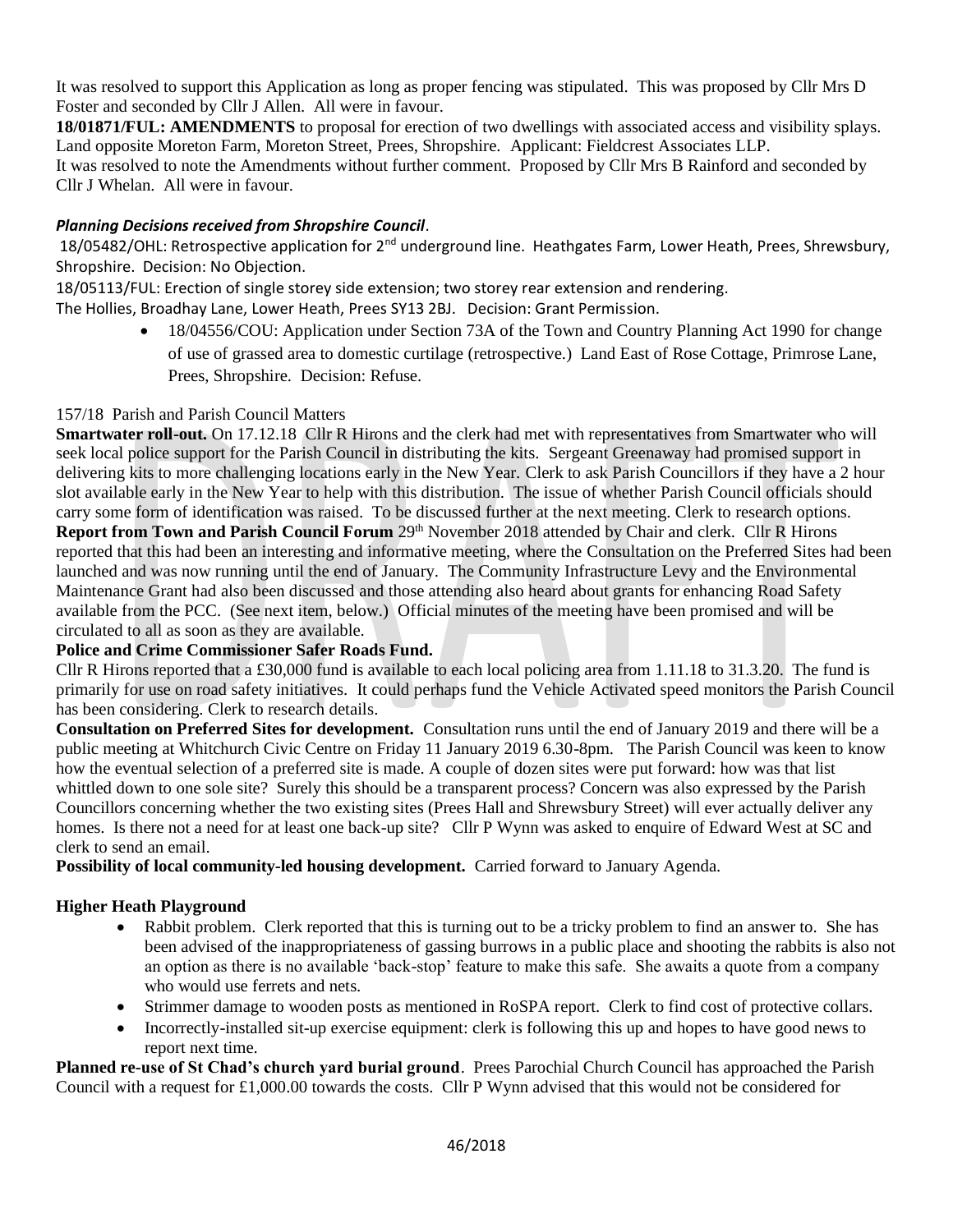It was resolved to support this Application as long as proper fencing was stipulated. This was proposed by Cllr Mrs D Foster and seconded by Cllr J Allen. All were in favour.

**18/01871/FUL: AMENDMENTS** to proposal for erection of two dwellings with associated access and visibility splays. Land opposite Moreton Farm, Moreton Street, Prees, Shropshire. Applicant: Fieldcrest Associates LLP.

It was resolved to note the Amendments without further comment. Proposed by Cllr Mrs B Rainford and seconded by Cllr J Whelan. All were in favour.

***Planning Decisions received from Shropshire Council*.**

18/05482/OHL: Retrospective application for 2nd underground line. Heathgates Farm, Lower Heath, Prees, Shrewsbury, Shropshire. Decision: No Objection.

18/05113/FUL: Erection of single storey side extension; two storey rear extension and rendering.
The Hollies, Broadhay Lane, Lower Heath, Prees SY13 2BJ. Decision: Grant Permission.

- 18/04556/COU: Application under Section 73A of the Town and Country Planning Act 1990 for change of use of grassed area to domestic curtilage (retrospective.) Land East of Rose Cottage, Primrose Lane, Prees, Shropshire. Decision: Refuse.

157/18 Parish and Parish Council Matters

**Smartwater roll-out.** On 17.12.18 Cllr R Hirons and the clerk had met with representatives from Smartwater who will seek local police support for the Parish Council in distributing the kits. Sergeant Greenaway had promised support in delivering kits to more challenging locations early in the New Year. Clerk to ask Parish Councillors if they have a 2 hour slot available early in the New Year to help with this distribution. The issue of whether Parish Council officials should carry some form of identification was raised. To be discussed further at the next meeting. Clerk to research options.

**Report from Town and Parish Council Forum** 29th November 2018 attended by Chair and clerk. Cllr R Hirons reported that this had been an interesting and informative meeting, where the Consultation on the Preferred Sites had been launched and was now running until the end of January. The Community Infrastructure Levy and the Environmental Maintenance Grant had also been discussed and those attending also heard about grants for enhancing Road Safety available from the PCC. (See next item, below.) Official minutes of the meeting have been promised and will be circulated to all as soon as they are available.

**Police and Crime Commissioner Safer Roads Fund.**

Cllr R Hirons reported that a £30,000 fund is available to each local policing area from 1.11.18 to 31.3.20. The fund is primarily for use on road safety initiatives. It could perhaps fund the Vehicle Activated speed monitors the Parish Council has been considering. Clerk to research details.

**Consultation on Preferred Sites for development.** Consultation runs until the end of January 2019 and there will be a public meeting at Whitchurch Civic Centre on Friday 11 January 2019 6.30-8pm. The Parish Council was keen to know how the eventual selection of a preferred site is made. A couple of dozen sites were put forward: how was that list whittled down to one sole site? Surely this should be a transparent process? Concern was also expressed by the Parish Councillors concerning whether the two existing sites (Prees Hall and Shrewsbury Street) will ever actually deliver any homes. Is there not a need for at least one back-up site? Cllr P Wynn was asked to enquire of Edward West at SC and clerk to send an email.

**Possibility of local community-led housing development.** Carried forward to January Agenda.

**Higher Heath Playground**

- Rabbit problem. Clerk reported that this is turning out to be a tricky problem to find an answer to. She has been advised of the inappropriateness of gassing burrows in a public place and shooting the rabbits is also not an option as there is no available 'back-stop' feature to make this safe. She awaits a quote from a company who would use ferrets and nets.
- Strimmer damage to wooden posts as mentioned in RoSPA report. Clerk to find cost of protective collars.
- Incorrectly-installed sit-up exercise equipment: clerk is following this up and hopes to have good news to report next time.

**Planned re-use of St Chad's church yard burial ground**. Prees Parochial Church Council has approached the Parish Council with a request for £1,000.00 towards the costs. Cllr P Wynn advised that this would not be considered for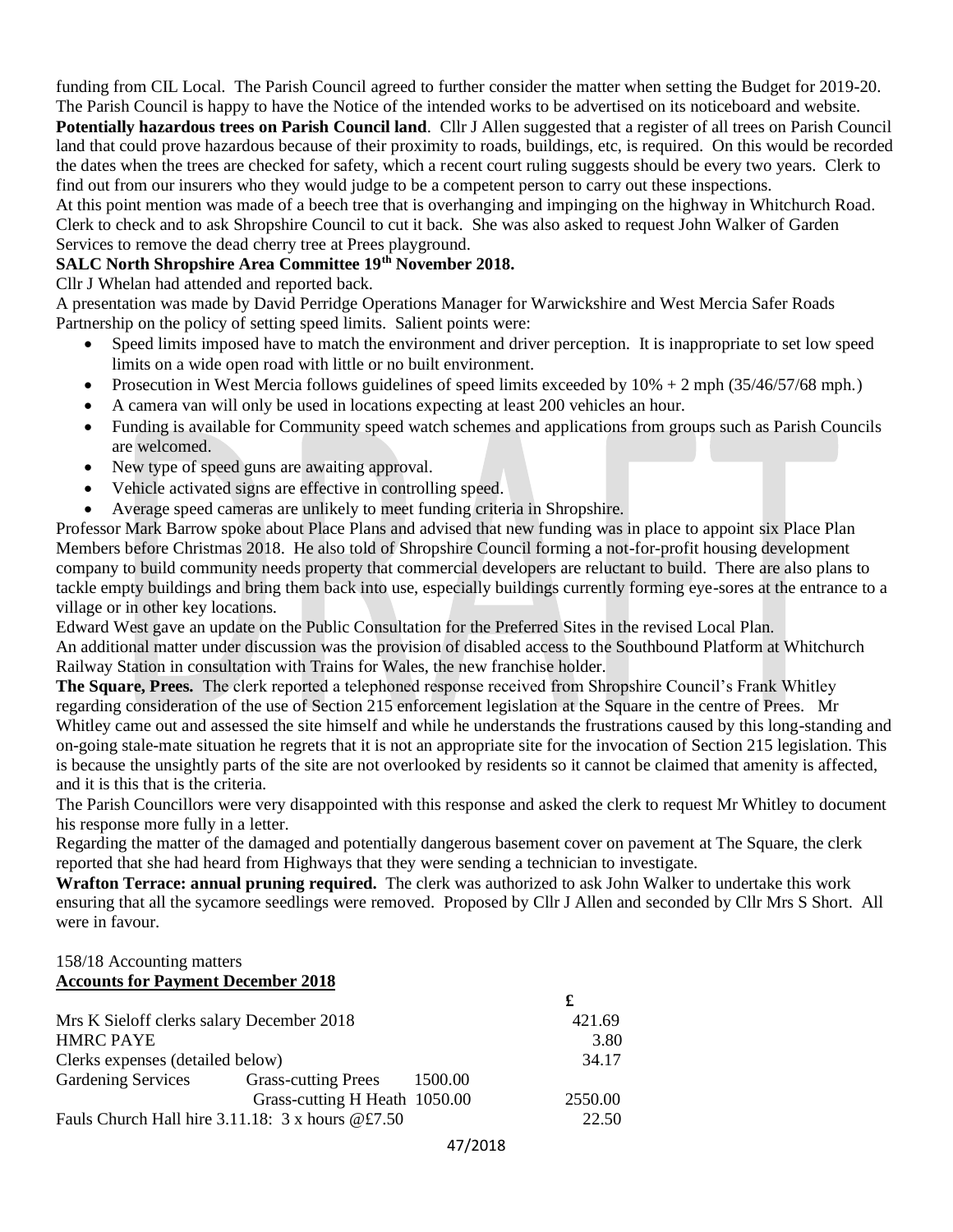funding from CIL Local. The Parish Council agreed to further consider the matter when setting the Budget for 2019-20. The Parish Council is happy to have the Notice of the intended works to be advertised on its noticeboard and website.

**Potentially hazardous trees on Parish Council land**. Cllr J Allen suggested that a register of all trees on Parish Council land that could prove hazardous because of their proximity to roads, buildings, etc, is required. On this would be recorded the dates when the trees are checked for safety, which a recent court ruling suggests should be every two years. Clerk to find out from our insurers who they would judge to be a competent person to carry out these inspections.

At this point mention was made of a beech tree that is overhanging and impinging on the highway in Whitchurch Road. Clerk to check and to ask Shropshire Council to cut it back. She was also asked to request John Walker of Garden Services to remove the dead cherry tree at Prees playground.

**SALC North Shropshire Area Committee 19th November 2018.**

Cllr J Whelan had attended and reported back.

A presentation was made by David Perridge Operations Manager for Warwickshire and West Mercia Safer Roads Partnership on the policy of setting speed limits. Salient points were:

- Speed limits imposed have to match the environment and driver perception. It is inappropriate to set low speed limits on a wide open road with little or no built environment.
- Prosecution in West Mercia follows guidelines of speed limits exceeded by 10% + 2 mph (35/46/57/68 mph.)
- A camera van will only be used in locations expecting at least 200 vehicles an hour.
- Funding is available for Community speed watch schemes and applications from groups such as Parish Councils are welcomed.
- New type of speed guns are awaiting approval.
- Vehicle activated signs are effective in controlling speed.
- Average speed cameras are unlikely to meet funding criteria in Shropshire.

Professor Mark Barrow spoke about Place Plans and advised that new funding was in place to appoint six Place Plan Members before Christmas 2018. He also told of Shropshire Council forming a not-for-profit housing development company to build community needs property that commercial developers are reluctant to build. There are also plans to tackle empty buildings and bring them back into use, especially buildings currently forming eye-sores at the entrance to a village or in other key locations.

Edward West gave an update on the Public Consultation for the Preferred Sites in the revised Local Plan.

An additional matter under discussion was the provision of disabled access to the Southbound Platform at Whitchurch Railway Station in consultation with Trains for Wales, the new franchise holder.

**The Square, Prees.** The clerk reported a telephoned response received from Shropshire Council's Frank Whitley regarding consideration of the use of Section 215 enforcement legislation at the Square in the centre of Prees. Mr Whitley came out and assessed the site himself and while he understands the frustrations caused by this long-standing and on-going stale-mate situation he regrets that it is not an appropriate site for the invocation of Section 215 legislation. This is because the unsightly parts of the site are not overlooked by residents so it cannot be claimed that amenity is affected, and it is this that is the criteria.

The Parish Councillors were very disappointed with this response and asked the clerk to request Mr Whitley to document his response more fully in a letter.

Regarding the matter of the damaged and potentially dangerous basement cover on pavement at The Square, the clerk reported that she had heard from Highways that they were sending a technician to investigate.

**Wrafton Terrace: annual pruning required.** The clerk was authorized to ask John Walker to undertake this work ensuring that all the sycamore seedlings were removed. Proposed by Cllr J Allen and seconded by Cllr Mrs S Short. All were in favour.

158/18 Accounting matters

**Accounts for Payment December 2018**

| | | | £ |
|---|---|---|---|
| Mrs K Sieloff clerks salary December 2018 | | | 421.69 |
| HMRC PAYE | | | 3.80 |
| Clerks expenses (detailed below) | | | 34.17 |
| Gardening Services | Grass-cutting Prees | 1500.00 | |
| | Grass-cutting H Heath | 1050.00 | 2550.00 |
| Fauls Church Hall hire 3.11.18: 3 x hours @£7.50 | | | 22.50 |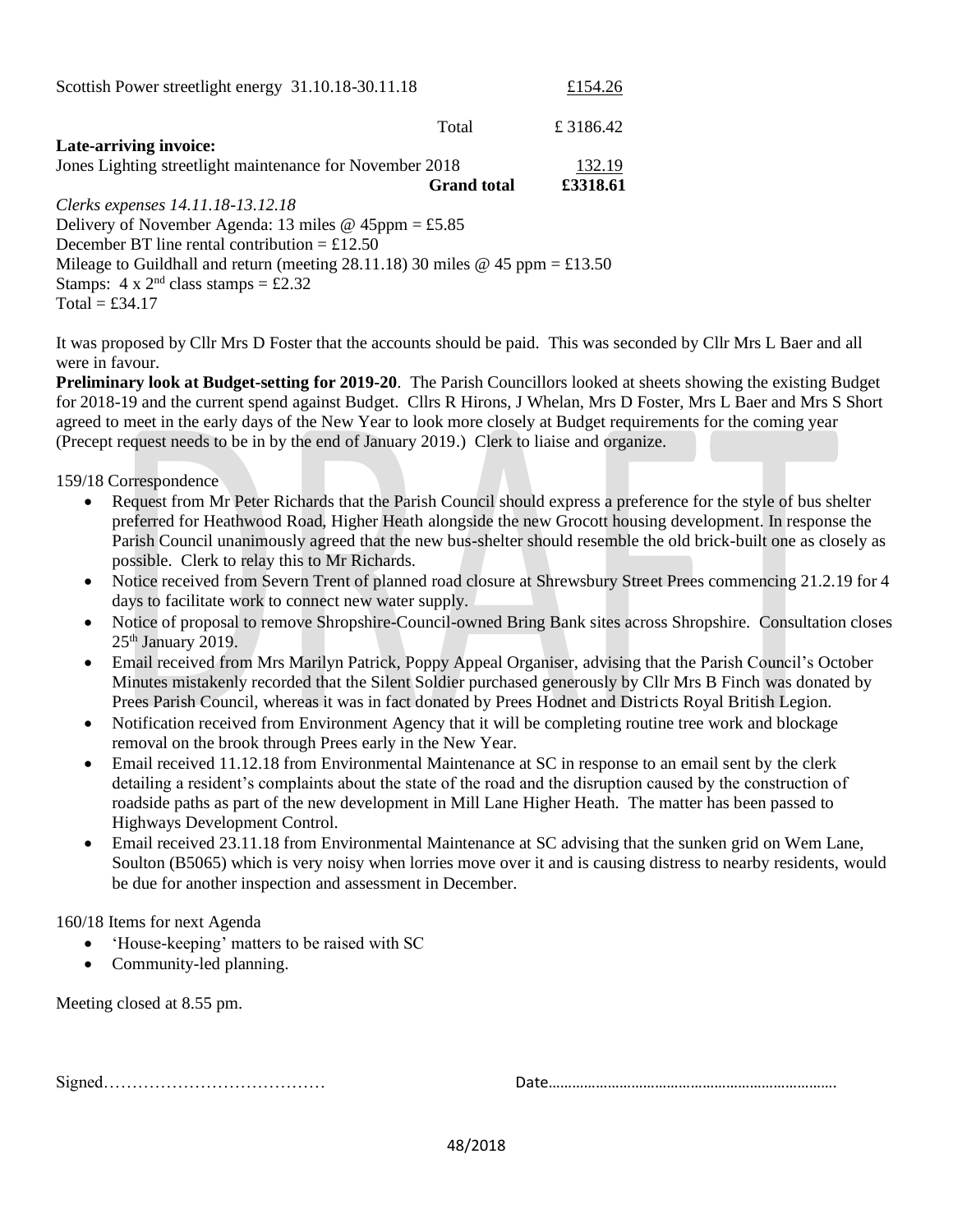| | | |
|---|---|---|
| Scottish Power streetlight energy 31.10.18-30.11.18 | | £154.26 |
| | Total | £ 3186.42 |
| **Late-arriving invoice:** | | |
| Jones Lighting streetlight maintenance for November 2018 | | 132.19 |
| | **Grand total** | **£3318.61** |

*Clerks expenses 14.11.18-13.12.18*
Delivery of November Agenda: 13 miles @ 45ppm = £5.85
December BT line rental contribution = £12.50
Mileage to Guildhall and return (meeting 28.11.18) 30 miles @ 45 ppm = £13.50
Stamps: 4 x 2nd class stamps = £2.32
Total = £34.17

It was proposed by Cllr Mrs D Foster that the accounts should be paid. This was seconded by Cllr Mrs L Baer and all were in favour.

**Preliminary look at Budget-setting for 2019-20**. The Parish Councillors looked at sheets showing the existing Budget for 2018-19 and the current spend against Budget. Cllrs R Hirons, J Whelan, Mrs D Foster, Mrs L Baer and Mrs S Short agreed to meet in the early days of the New Year to look more closely at Budget requirements for the coming year (Precept request needs to be in by the end of January 2019.) Clerk to liaise and organize.

159/18 Correspondence

- Request from Mr Peter Richards that the Parish Council should express a preference for the style of bus shelter preferred for Heathwood Road, Higher Heath alongside the new Grocott housing development. In response the Parish Council unanimously agreed that the new bus-shelter should resemble the old brick-built one as closely as possible. Clerk to relay this to Mr Richards.
- Notice received from Severn Trent of planned road closure at Shrewsbury Street Prees commencing 21.2.19 for 4 days to facilitate work to connect new water supply.
- Notice of proposal to remove Shropshire-Council-owned Bring Bank sites across Shropshire. Consultation closes 25th January 2019.
- Email received from Mrs Marilyn Patrick, Poppy Appeal Organiser, advising that the Parish Council's October Minutes mistakenly recorded that the Silent Soldier purchased generously by Cllr Mrs B Finch was donated by Prees Parish Council, whereas it was in fact donated by Prees Hodnet and Districts Royal British Legion.
- Notification received from Environment Agency that it will be completing routine tree work and blockage removal on the brook through Prees early in the New Year.
- Email received 11.12.18 from Environmental Maintenance at SC in response to an email sent by the clerk detailing a resident's complaints about the state of the road and the disruption caused by the construction of roadside paths as part of the new development in Mill Lane Higher Heath. The matter has been passed to Highways Development Control.
- Email received 23.11.18 from Environmental Maintenance at SC advising that the sunken grid on Wem Lane, Soulton (B5065) which is very noisy when lorries move over it and is causing distress to nearby residents, would be due for another inspection and assessment in December.

160/18 Items for next Agenda

- 'House-keeping' matters to be raised with SC
- Community-led planning.

Meeting closed at 8.55 pm.

Signed………………………………… Date………………………………………………………………